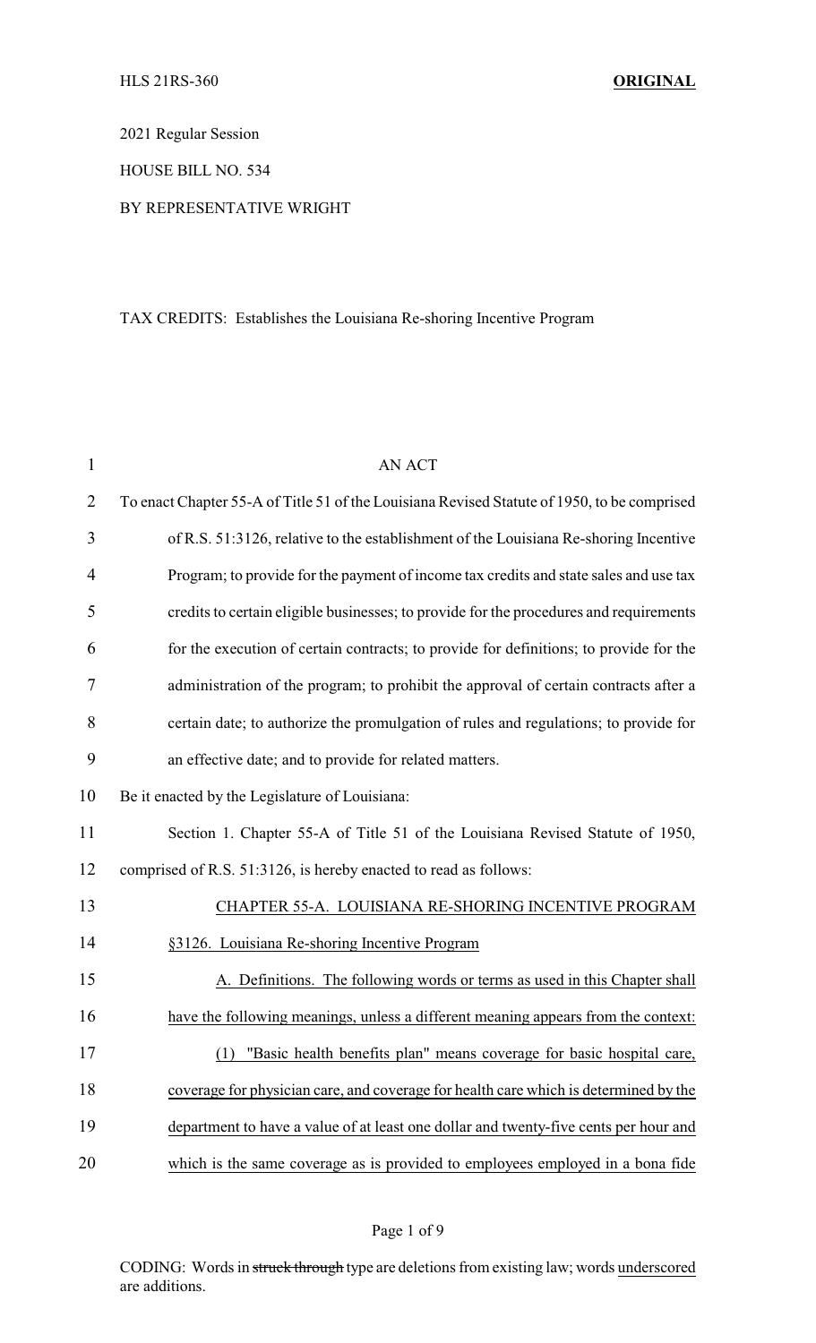2021 Regular Session

HOUSE BILL NO. 534

BY REPRESENTATIVE WRIGHT

TAX CREDITS: Establishes the Louisiana Re-shoring Incentive Program

AN ACT

To enact Chapter 55-A of Title 51 of the Louisiana Revised Statute of 1950, to be comprised of R.S. 51:3126, relative to the establishment of the Louisiana Re-shoring Incentive Program; to provide for the payment of income tax credits and state sales and use tax credits to certain eligible businesses; to provide for the procedures and requirements for the execution of certain contracts; to provide for definitions; to provide for the administration of the program; to prohibit the approval of certain contracts after a certain date; to authorize the promulgation of rules and regulations; to provide for an effective date; and to provide for related matters.

Be it enacted by the Legislature of Louisiana:

Section 1. Chapter 55-A of Title 51 of the Louisiana Revised Statute of 1950, comprised of R.S. 51:3126, is hereby enacted to read as follows:

CHAPTER 55-A. LOUISIANA RE-SHORING INCENTIVE PROGRAM

§3126. Louisiana Re-shoring Incentive Program

A. Definitions. The following words or terms as used in this Chapter shall have the following meanings, unless a different meaning appears from the context:

(1) "Basic health benefits plan" means coverage for basic hospital care, coverage for physician care, and coverage for health care which is determined by the department to have a value of at least one dollar and twenty-five cents per hour and which is the same coverage as is provided to employees employed in a bona fide

CODING: Words in ~~struck through~~ type are deletions from existing law; words underscored are additions.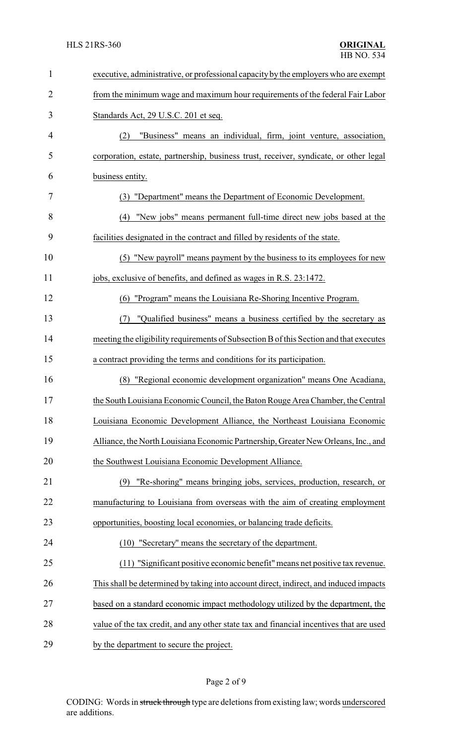executive, administrative, or professional capacity by the employers who are exempt from the minimum wage and maximum hour requirements of the federal Fair Labor Standards Act, 29 U.S.C. 201 et seq.

(2) "Business" means an individual, firm, joint venture, association, corporation, estate, partnership, business trust, receiver, syndicate, or other legal business entity.

(3) "Department" means the Department of Economic Development.

(4) "New jobs" means permanent full-time direct new jobs based at the facilities designated in the contract and filled by residents of the state.

(5) "New payroll" means payment by the business to its employees for new jobs, exclusive of benefits, and defined as wages in R.S. 23:1472.

(6) "Program" means the Louisiana Re-Shoring Incentive Program.

(7) "Qualified business" means a business certified by the secretary as meeting the eligibility requirements of Subsection B of this Section and that executes a contract providing the terms and conditions for its participation.

(8) "Regional economic development organization" means One Acadiana, the South Louisiana Economic Council, the Baton Rouge Area Chamber, the Central Louisiana Economic Development Alliance, the Northeast Louisiana Economic Alliance, the North Louisiana Economic Partnership, Greater New Orleans, Inc., and the Southwest Louisiana Economic Development Alliance.

(9) "Re-shoring" means bringing jobs, services, production, research, or manufacturing to Louisiana from overseas with the aim of creating employment opportunities, boosting local economies, or balancing trade deficits.

(10) "Secretary" means the secretary of the department.

(11) "Significant positive economic benefit" means net positive tax revenue. This shall be determined by taking into account direct, indirect, and induced impacts based on a standard economic impact methodology utilized by the department, the value of the tax credit, and any other state tax and financial incentives that are used by the department to secure the project.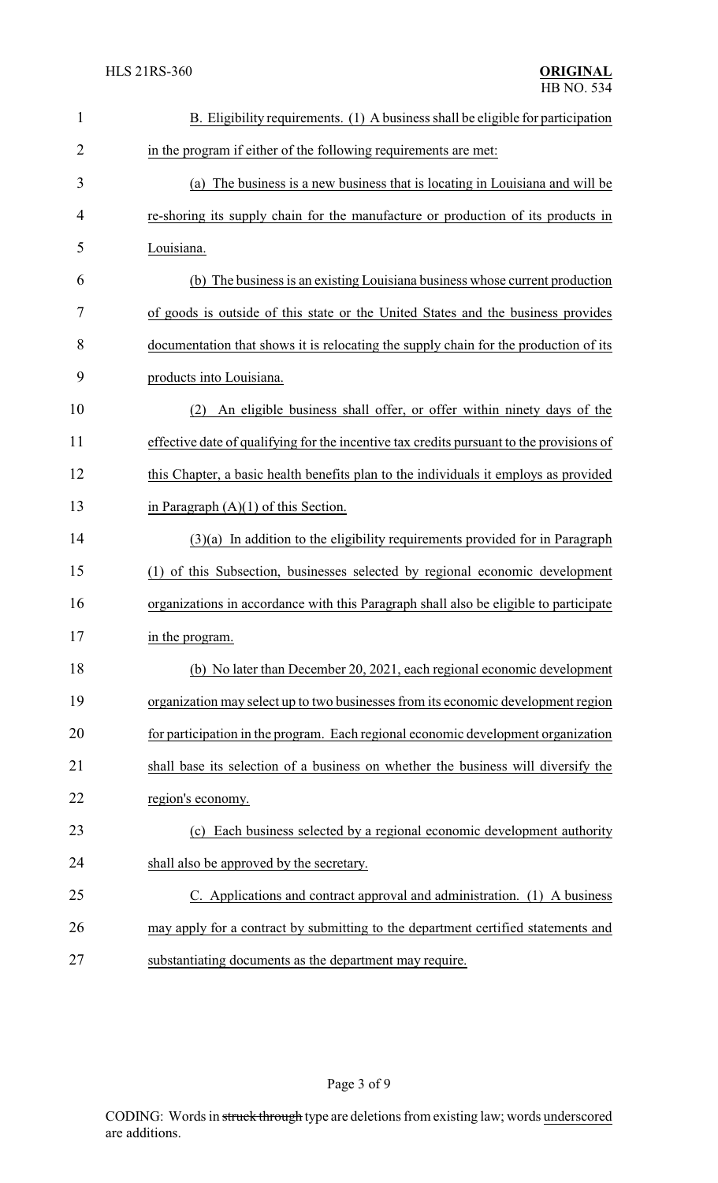B. Eligibility requirements. (1) A business shall be eligible for participation in the program if either of the following requirements are met:

(a) The business is a new business that is locating in Louisiana and will be re-shoring its supply chain for the manufacture or production of its products in Louisiana.

(b) The business is an existing Louisiana business whose current production of goods is outside of this state or the United States and the business provides documentation that shows it is relocating the supply chain for the production of its products into Louisiana.

(2) An eligible business shall offer, or offer within ninety days of the effective date of qualifying for the incentive tax credits pursuant to the provisions of this Chapter, a basic health benefits plan to the individuals it employs as provided in Paragraph (A)(1) of this Section.

(3)(a) In addition to the eligibility requirements provided for in Paragraph (1) of this Subsection, businesses selected by regional economic development organizations in accordance with this Paragraph shall also be eligible to participate in the program.

(b) No later than December 20, 2021, each regional economic development organization may select up to two businesses from its economic development region for participation in the program. Each regional economic development organization shall base its selection of a business on whether the business will diversify the region's economy.

(c) Each business selected by a regional economic development authority shall also be approved by the secretary.

C. Applications and contract approval and administration. (1) A business may apply for a contract by submitting to the department certified statements and substantiating documents as the department may require.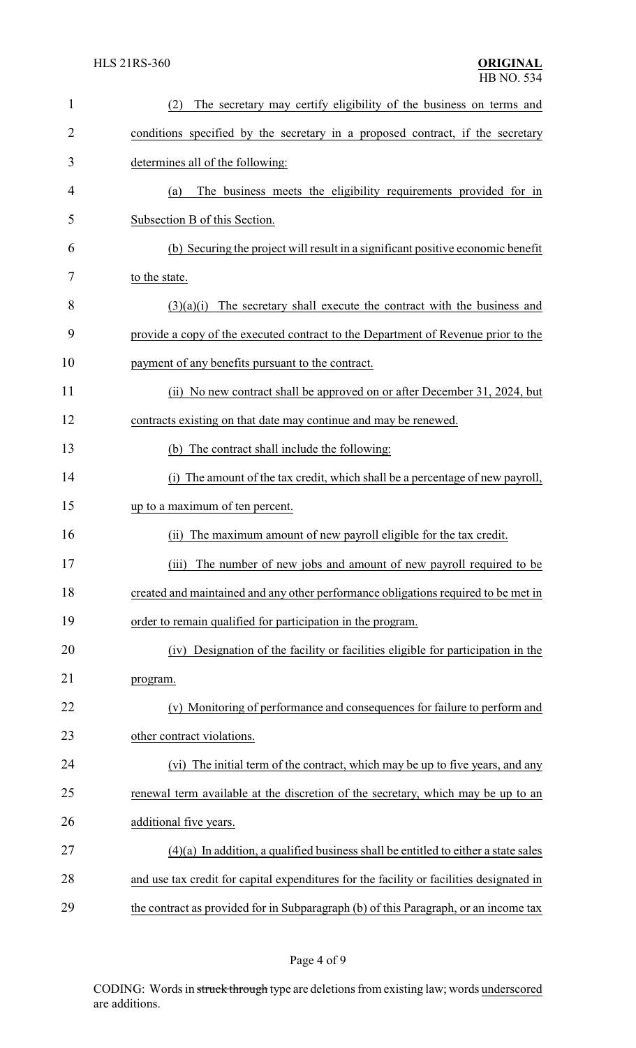(2) The secretary may certify eligibility of the business on terms and conditions specified by the secretary in a proposed contract, if the secretary determines all of the following:

(a) The business meets the eligibility requirements provided for in Subsection B of this Section.

(b) Securing the project will result in a significant positive economic benefit to the state.

(3)(a)(i) The secretary shall execute the contract with the business and provide a copy of the executed contract to the Department of Revenue prior to the payment of any benefits pursuant to the contract.

(ii) No new contract shall be approved on or after December 31, 2024, but contracts existing on that date may continue and may be renewed.

(b) The contract shall include the following:

(i) The amount of the tax credit, which shall be a percentage of new payroll, up to a maximum of ten percent.

(ii) The maximum amount of new payroll eligible for the tax credit.

(iii) The number of new jobs and amount of new payroll required to be created and maintained and any other performance obligations required to be met in order to remain qualified for participation in the program.

(iv) Designation of the facility or facilities eligible for participation in the program.

(v) Monitoring of performance and consequences for failure to perform and other contract violations.

(vi) The initial term of the contract, which may be up to five years, and any renewal term available at the discretion of the secretary, which may be up to an additional five years.

(4)(a) In addition, a qualified business shall be entitled to either a state sales and use tax credit for capital expenditures for the facility or facilities designated in the contract as provided for in Subparagraph (b) of this Paragraph, or an income tax

CODING: Words in ~~struck through~~ type are deletions from existing law; words underscored are additions.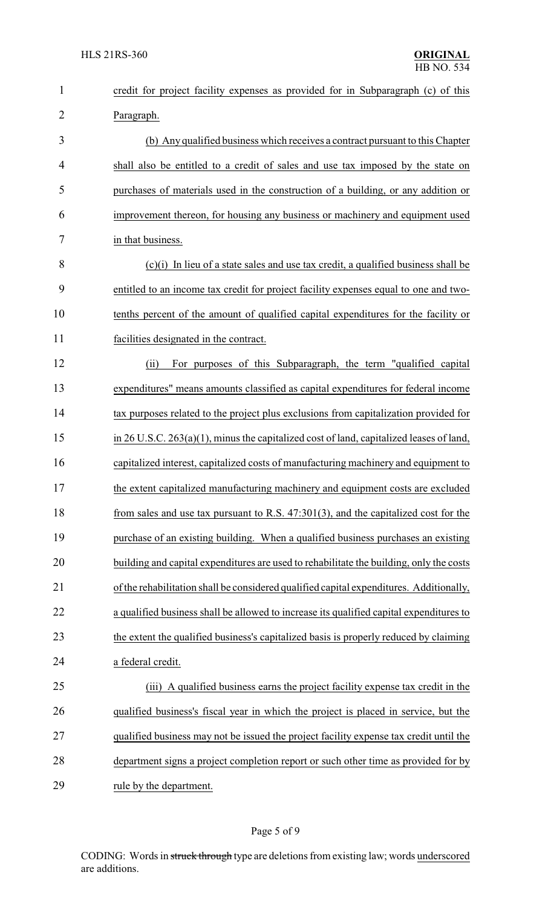credit for project facility expenses as provided for in Subparagraph (c) of this Paragraph.

(b) Any qualified business which receives a contract pursuant to this Chapter shall also be entitled to a credit of sales and use tax imposed by the state on purchases of materials used in the construction of a building, or any addition or improvement thereon, for housing any business or machinery and equipment used in that business.

(c)(i) In lieu of a state sales and use tax credit, a qualified business shall be entitled to an income tax credit for project facility expenses equal to one and two-tenths percent of the amount of qualified capital expenditures for the facility or facilities designated in the contract.

(ii) For purposes of this Subparagraph, the term "qualified capital expenditures" means amounts classified as capital expenditures for federal income tax purposes related to the project plus exclusions from capitalization provided for in 26 U.S.C. 263(a)(1), minus the capitalized cost of land, capitalized leases of land, capitalized interest, capitalized costs of manufacturing machinery and equipment to the extent capitalized manufacturing machinery and equipment costs are excluded from sales and use tax pursuant to R.S. 47:301(3), and the capitalized cost for the purchase of an existing building. When a qualified business purchases an existing building and capital expenditures are used to rehabilitate the building, only the costs of the rehabilitation shall be considered qualified capital expenditures. Additionally, a qualified business shall be allowed to increase its qualified capital expenditures to the extent the qualified business's capitalized basis is properly reduced by claiming a federal credit.

(iii) A qualified business earns the project facility expense tax credit in the qualified business's fiscal year in which the project is placed in service, but the qualified business may not be issued the project facility expense tax credit until the department signs a project completion report or such other time as provided for by rule by the department.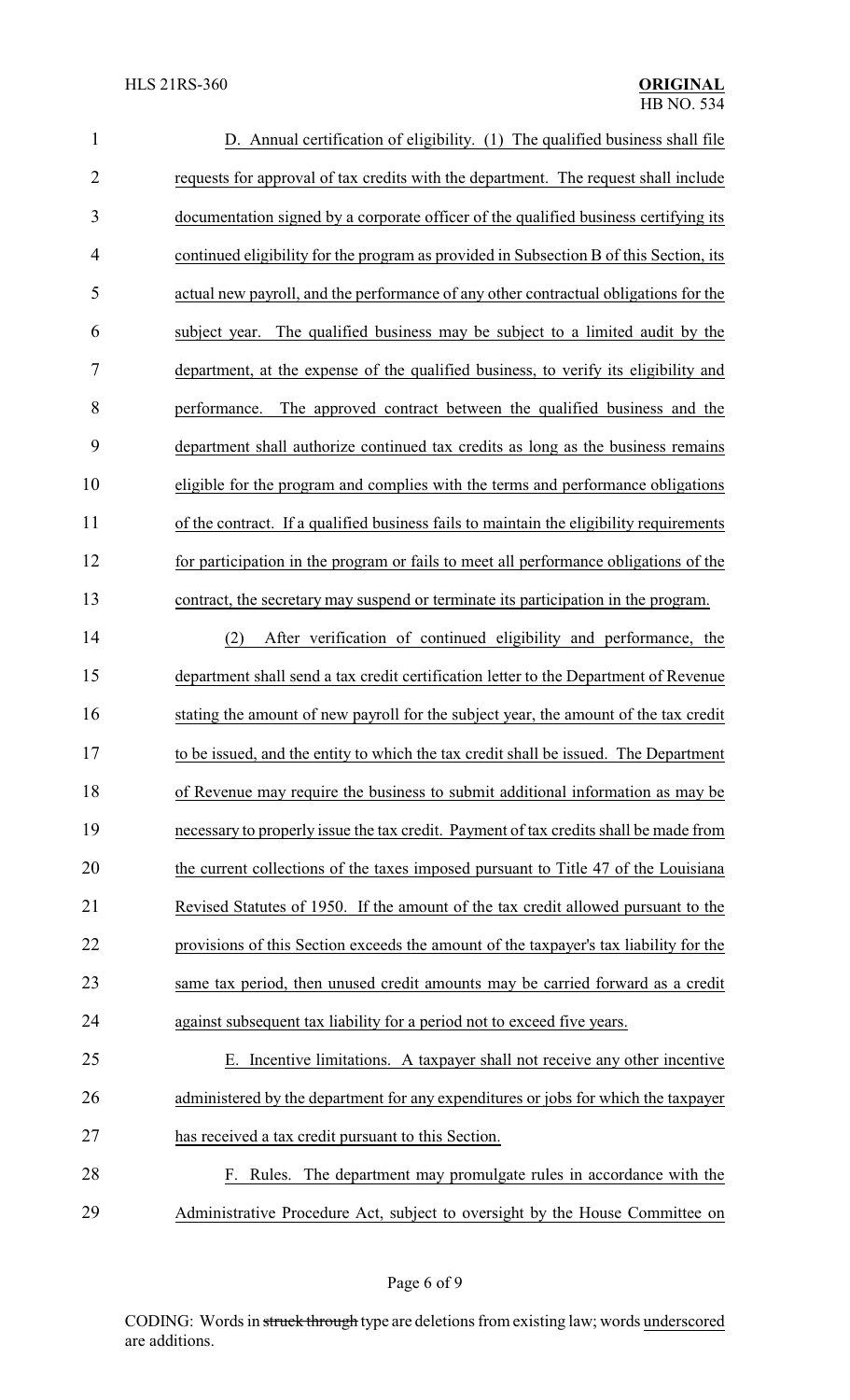D. Annual certification of eligibility. (1) The qualified business shall file requests for approval of tax credits with the department. The request shall include documentation signed by a corporate officer of the qualified business certifying its continued eligibility for the program as provided in Subsection B of this Section, its actual new payroll, and the performance of any other contractual obligations for the subject year. The qualified business may be subject to a limited audit by the department, at the expense of the qualified business, to verify its eligibility and performance. The approved contract between the qualified business and the department shall authorize continued tax credits as long as the business remains eligible for the program and complies with the terms and performance obligations of the contract. If a qualified business fails to maintain the eligibility requirements for participation in the program or fails to meet all performance obligations of the contract, the secretary may suspend or terminate its participation in the program.

(2) After verification of continued eligibility and performance, the department shall send a tax credit certification letter to the Department of Revenue stating the amount of new payroll for the subject year, the amount of the tax credit to be issued, and the entity to which the tax credit shall be issued. The Department of Revenue may require the business to submit additional information as may be necessary to properly issue the tax credit. Payment of tax credits shall be made from the current collections of the taxes imposed pursuant to Title 47 of the Louisiana Revised Statutes of 1950. If the amount of the tax credit allowed pursuant to the provisions of this Section exceeds the amount of the taxpayer's tax liability for the same tax period, then unused credit amounts may be carried forward as a credit against subsequent tax liability for a period not to exceed five years.

E. Incentive limitations. A taxpayer shall not receive any other incentive administered by the department for any expenditures or jobs for which the taxpayer has received a tax credit pursuant to this Section.

F. Rules. The department may promulgate rules in accordance with the Administrative Procedure Act, subject to oversight by the House Committee on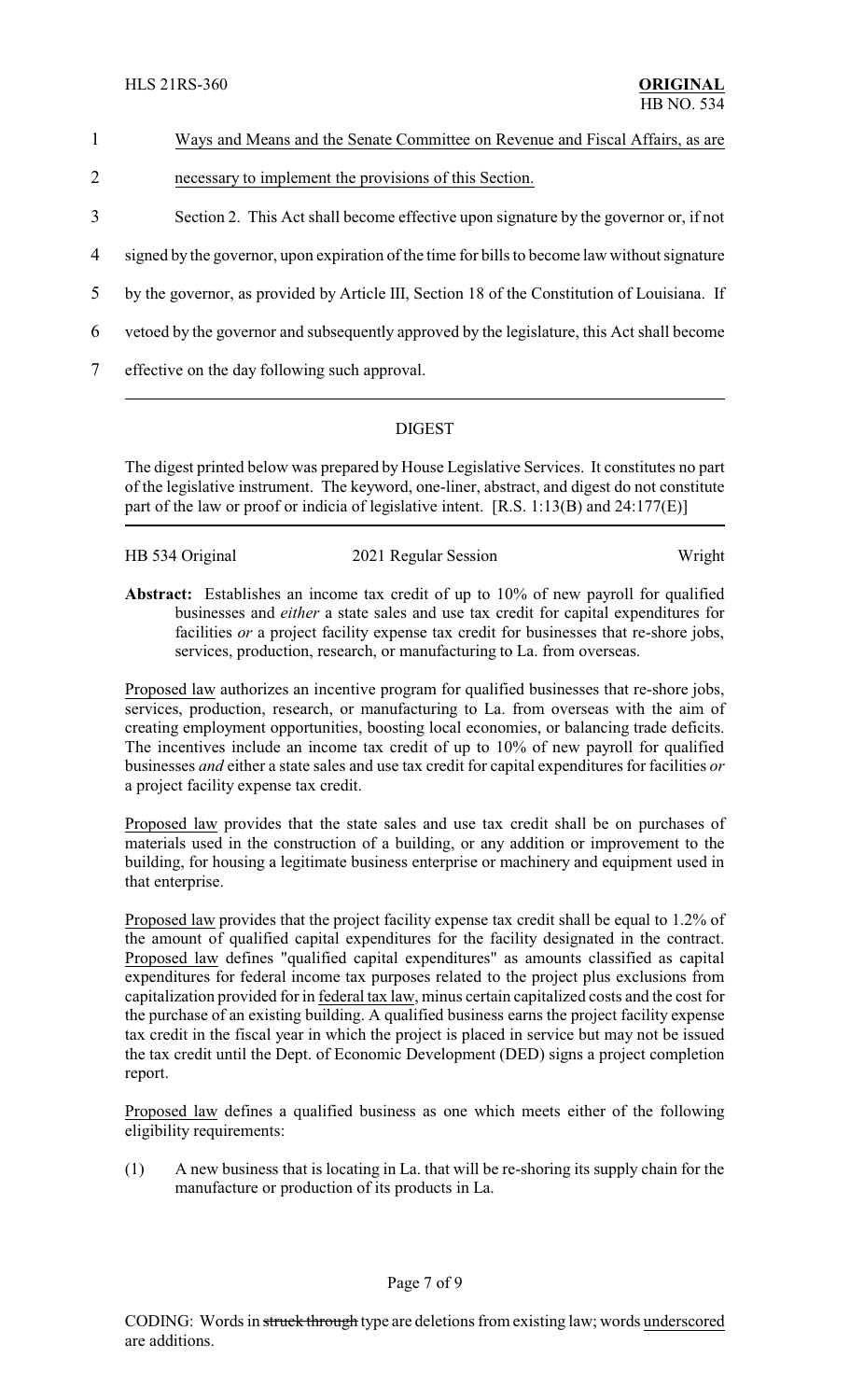1 Ways and Means and the Senate Committee on Revenue and Fiscal Affairs, as are

2 necessary to implement the provisions of this Section.

3 Section 2. This Act shall become effective upon signature by the governor or, if not

4 signed by the governor, upon expiration of the time for bills to become law without signature

5 by the governor, as provided by Article III, Section 18 of the Constitution of Louisiana. If

6 vetoed by the governor and subsequently approved by the legislature, this Act shall become

7 effective on the day following such approval.

---

## DIGEST

The digest printed below was prepared by House Legislative Services. It constitutes no part of the legislative instrument. The keyword, one-liner, abstract, and digest do not constitute part of the law or proof or indicia of legislative intent. [R.S. 1:13(B) and 24:177(E)]

HB 534 Original 2021 Regular Session Wright

**Abstract:** Establishes an income tax credit of up to 10% of new payroll for qualified businesses and *either* a state sales and use tax credit for capital expenditures for facilities *or* a project facility expense tax credit for businesses that re-shore jobs, services, production, research, or manufacturing to La. from overseas.

Proposed law authorizes an incentive program for qualified businesses that re-shore jobs, services, production, research, or manufacturing to La. from overseas with the aim of creating employment opportunities, boosting local economies, or balancing trade deficits. The incentives include an income tax credit of up to 10% of new payroll for qualified businesses *and* either a state sales and use tax credit for capital expenditures for facilities *or* a project facility expense tax credit.

Proposed law provides that the state sales and use tax credit shall be on purchases of materials used in the construction of a building, or any addition or improvement to the building, for housing a legitimate business enterprise or machinery and equipment used in that enterprise.

Proposed law provides that the project facility expense tax credit shall be equal to 1.2% of the amount of qualified capital expenditures for the facility designated in the contract. Proposed law defines "qualified capital expenditures" as amounts classified as capital expenditures for federal income tax purposes related to the project plus exclusions from capitalization provided for in federal tax law, minus certain capitalized costs and the cost for the purchase of an existing building. A qualified business earns the project facility expense tax credit in the fiscal year in which the project is placed in service but may not be issued the tax credit until the Dept. of Economic Development (DED) signs a project completion report.

Proposed law defines a qualified business as one which meets either of the following eligibility requirements:

(1) A new business that is locating in La. that will be re-shoring its supply chain for the manufacture or production of its products in La.

CODING: Words in ~~struck through~~ type are deletions from existing law; words underscored are additions.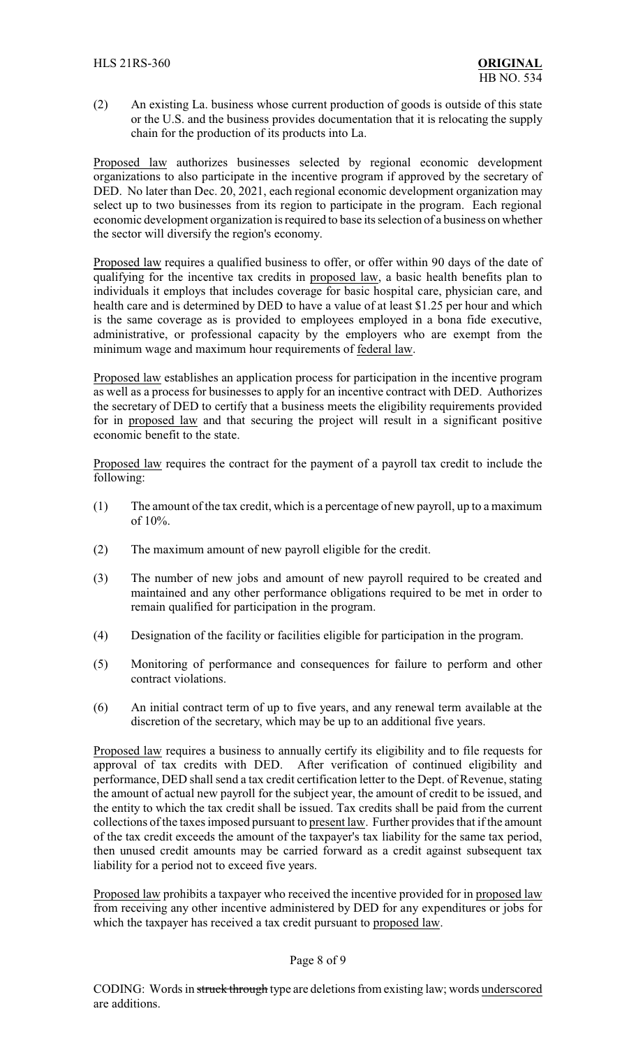(2) An existing La. business whose current production of goods is outside of this state or the U.S. and the business provides documentation that it is relocating the supply chain for the production of its products into La.

Proposed law authorizes businesses selected by regional economic development organizations to also participate in the incentive program if approved by the secretary of DED. No later than Dec. 20, 2021, each regional economic development organization may select up to two businesses from its region to participate in the program. Each regional economic development organization is required to base its selection of a business on whether the sector will diversify the region's economy.

Proposed law requires a qualified business to offer, or offer within 90 days of the date of qualifying for the incentive tax credits in proposed law, a basic health benefits plan to individuals it employs that includes coverage for basic hospital care, physician care, and health care and is determined by DED to have a value of at least $1.25 per hour and which is the same coverage as is provided to employees employed in a bona fide executive, administrative, or professional capacity by the employers who are exempt from the minimum wage and maximum hour requirements of federal law.

Proposed law establishes an application process for participation in the incentive program as well as a process for businesses to apply for an incentive contract with DED. Authorizes the secretary of DED to certify that a business meets the eligibility requirements provided for in proposed law and that securing the project will result in a significant positive economic benefit to the state.

Proposed law requires the contract for the payment of a payroll tax credit to include the following:

(1) The amount of the tax credit, which is a percentage of new payroll, up to a maximum of 10%.

(2) The maximum amount of new payroll eligible for the credit.

(3) The number of new jobs and amount of new payroll required to be created and maintained and any other performance obligations required to be met in order to remain qualified for participation in the program.

(4) Designation of the facility or facilities eligible for participation in the program.

(5) Monitoring of performance and consequences for failure to perform and other contract violations.

(6) An initial contract term of up to five years, and any renewal term available at the discretion of the secretary, which may be up to an additional five years.

Proposed law requires a business to annually certify its eligibility and to file requests for approval of tax credits with DED. After verification of continued eligibility and performance, DED shall send a tax credit certification letter to the Dept. of Revenue, stating the amount of actual new payroll for the subject year, the amount of credit to be issued, and the entity to which the tax credit shall be issued. Tax credits shall be paid from the current collections of the taxes imposed pursuant to present law. Further provides that if the amount of the tax credit exceeds the amount of the taxpayer's tax liability for the same tax period, then unused credit amounts may be carried forward as a credit against subsequent tax liability for a period not to exceed five years.

Proposed law prohibits a taxpayer who received the incentive provided for in proposed law from receiving any other incentive administered by DED for any expenditures or jobs for which the taxpayer has received a tax credit pursuant to proposed law.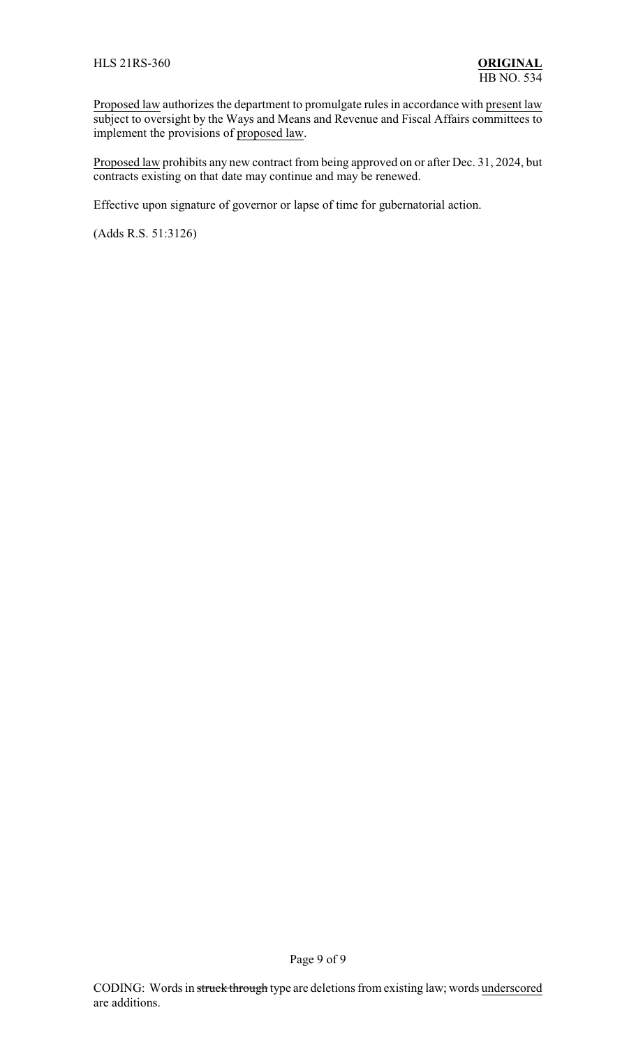Proposed law authorizes the department to promulgate rules in accordance with present law subject to oversight by the Ways and Means and Revenue and Fiscal Affairs committees to implement the provisions of proposed law.

Proposed law prohibits any new contract from being approved on or after Dec. 31, 2024, but contracts existing on that date may continue and may be renewed.

Effective upon signature of governor or lapse of time for gubernatorial action.

(Adds R.S. 51:3126)